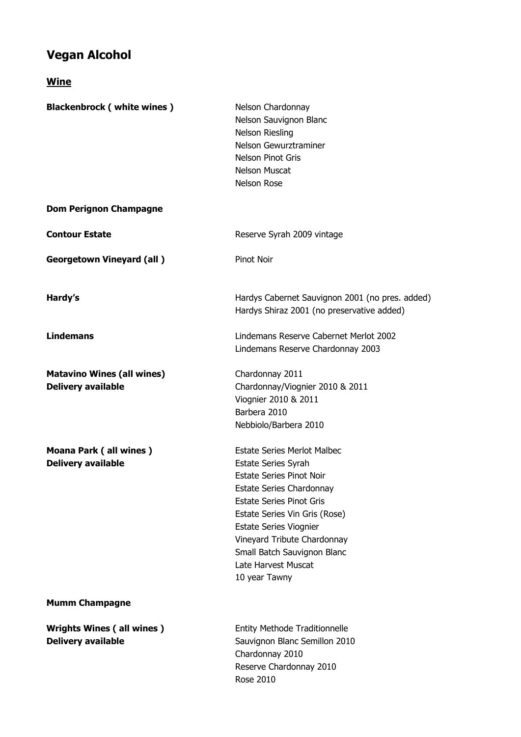# Vegan Alcohol

## Wine

| | |
|---|---|
| **Blackenbrock ( white wines )** | Nelson Chardonnay<br>Nelson Sauvignon Blanc<br>Nelson Riesling<br>Nelson Gewurztraminer<br>Nelson Pinot Gris<br>Nelson Muscat<br>Nelson Rose |
| **Dom Perignon Champagne** | |
| **Contour Estate** | Reserve Syrah 2009 vintage |
| **Georgetown Vineyard (all )** | Pinot Noir |
| **Hardy's** | Hardys Cabernet Sauvignon 2001 (no pres. added)<br>Hardys Shiraz 2001 (no preservative added) |
| **Lindemans** | Lindemans Reserve Cabernet Merlot 2002<br>Lindemans Reserve Chardonnay 2003 |
| **Matavino Wines (all wines)**<br>**Delivery available** | Chardonnay 2011<br>Chardonnay/Viognier 2010 & 2011<br>Viognier 2010 & 2011<br>Barbera 2010<br>Nebbiolo/Barbera 2010 |
| **Moana Park ( all wines )**<br>**Delivery available** | Estate Series Merlot Malbec<br>Estate Series Syrah<br>Estate Series Pinot Noir<br>Estate Series Chardonnay<br>Estate Series Pinot Gris<br>Estate Series Vin Gris (Rose)<br>Estate Series Viognier<br>Vineyard Tribute Chardonnay<br>Small Batch Sauvignon Blanc<br>Late Harvest Muscat<br>10 year Tawny |
| **Mumm Champagne** | |
| **Wrights Wines ( all wines )**<br>**Delivery available** | Entity Methode Traditionnelle<br>Sauvignon Blanc Semillon 2010<br>Chardonnay 2010<br>Reserve Chardonnay 2010<br>Rose 2010 |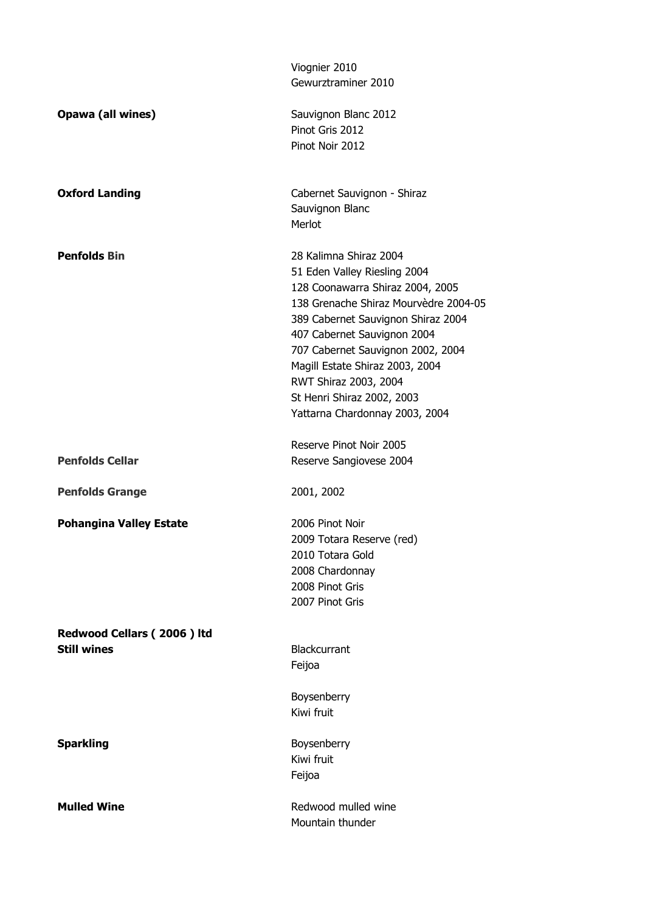| | |
|---|---|
| | Viognier 2010<br>Gewurztraminer 2010 |
| **Opawa (all wines)** | Sauvignon Blanc 2012<br>Pinot Gris 2012<br>Pinot Noir 2012 |
| **Oxford Landing** | Cabernet Sauvignon - Shiraz<br>Sauvignon Blanc<br>Merlot |
| **Penfolds Bin** | 28 Kalimna Shiraz 2004<br>51 Eden Valley Riesling 2004<br>128 Coonawarra Shiraz 2004, 2005<br>138 Grenache Shiraz Mourvèdre 2004-05<br>389 Cabernet Sauvignon Shiraz 2004<br>407 Cabernet Sauvignon 2004<br>707 Cabernet Sauvignon 2002, 2004<br>Magill Estate Shiraz 2003, 2004<br>RWT Shiraz 2003, 2004<br>St Henri Shiraz 2002, 2003<br>Yattarna Chardonnay 2003, 2004 |
| **Penfolds Cellar** | Reserve Pinot Noir 2005<br>Reserve Sangiovese 2004 |
| **Penfolds Grange** | 2001, 2002 |
| **Pohangina Valley Estate** | 2006 Pinot Noir<br>2009 Totara Reserve (red)<br>2010 Totara Gold<br>2008 Chardonnay<br>2008 Pinot Gris<br>2007 Pinot Gris |
| **Redwood Cellars ( 2006 ) ltd** | |
| **Still wines** | Blackcurrant<br>Feijoa<br><br>Boysenberry<br>Kiwi fruit |
| **Sparkling** | Boysenberry<br>Kiwi fruit<br>Feijoa |
| **Mulled Wine** | Redwood mulled wine<br>Mountain thunder |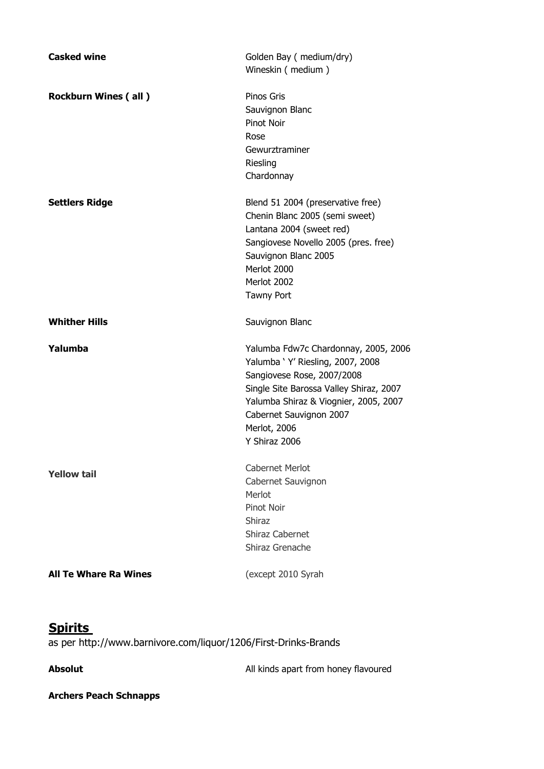| | |
|---|---|
| **Casked wine** | Golden Bay ( medium/dry)<br>Wineskin ( medium ) |
| **Rockburn Wines ( all )** | Pinos Gris<br>Sauvignon Blanc<br>Pinot Noir<br>Rose<br>Gewurztraminer<br>Riesling<br>Chardonnay |
| **Settlers Ridge** | Blend 51 2004 (preservative free)<br>Chenin Blanc 2005 (semi sweet)<br>Lantana 2004 (sweet red)<br>Sangiovese Novello 2005 (pres. free)<br>Sauvignon Blanc 2005<br>Merlot 2000<br>Merlot 2002<br>Tawny Port |
| **Whither Hills** | Sauvignon Blanc |
| **Yalumba** | Yalumba Fdw7c Chardonnay, 2005, 2006<br>Yalumba ' Y' Riesling, 2007, 2008<br>Sangiovese Rose, 2007/2008<br>Single Site Barossa Valley Shiraz, 2007<br>Yalumba Shiraz & Viognier, 2005, 2007<br>Cabernet Sauvignon 2007<br>Merlot, 2006<br>Y Shiraz 2006 |
| **Yellow tail** | Cabernet Merlot<br>Cabernet Sauvignon<br>Merlot<br>Pinot Noir<br>Shiraz<br>Shiraz Cabernet<br>Shiraz Grenache |
| **All Te Whare Ra Wines** | (except 2010 Syrah |

## Spirits

as per http://www.barnivore.com/liquor/1206/First-Drinks-Brands

| | |
|---|---|
| **Absolut** | All kinds apart from honey flavoured |
| **Archers Peach Schnapps** | |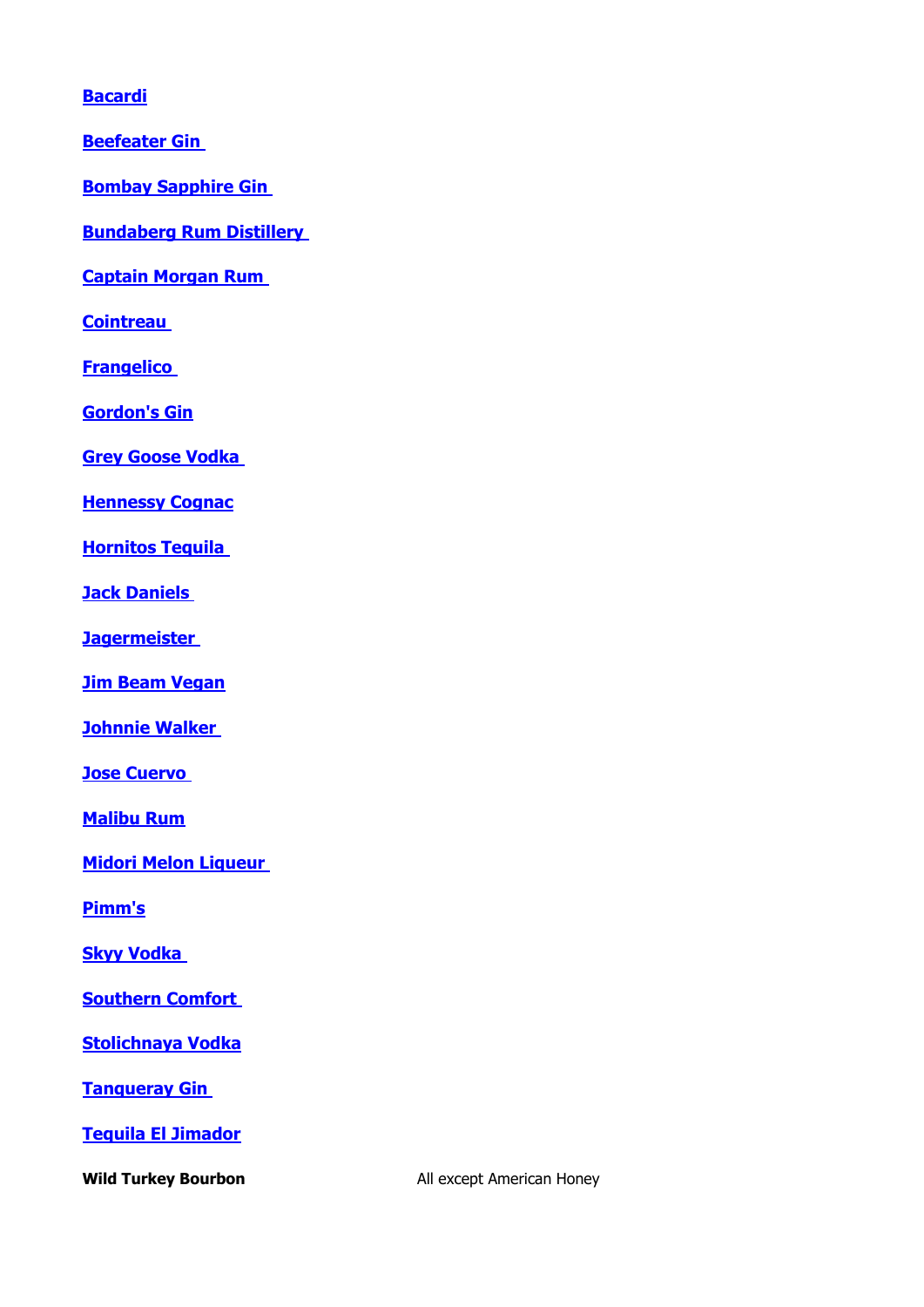**Bacardi**

**Beefeater Gin**

**Bombay Sapphire Gin**

**Bundaberg Rum Distillery**

**Captain Morgan Rum**

**Cointreau**

**Frangelico**

**Gordon's Gin**

**Grey Goose Vodka**

**Hennessy Cognac**

**Hornitos Tequila**

**Jack Daniels**

**Jagermeister**

**Jim Beam Vegan**

**Johnnie Walker**

**Jose Cuervo**

**Malibu Rum**

**Midori Melon Liqueur**

**Pimm's**

**Skyy Vodka**

**Southern Comfort**

**Stolichnaya Vodka**

**Tanqueray Gin**

**Tequila El Jimador**

**Wild Turkey Bourbon** — All except American Honey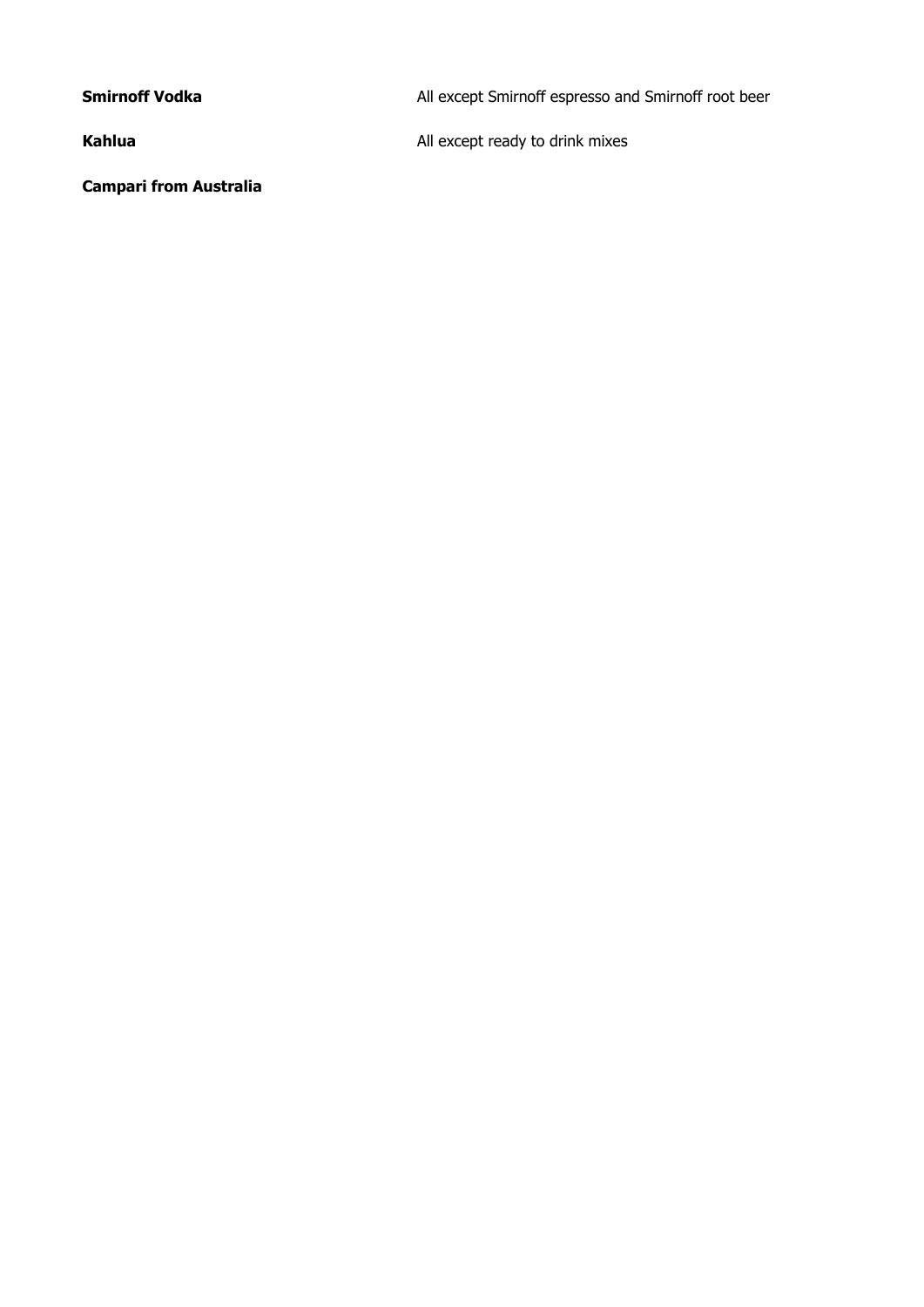| | |
|---|---|
| **Smirnoff Vodka** | All except Smirnoff espresso and Smirnoff root beer |
| **Kahlua** | All except ready to drink mixes |
| **Campari from Australia** | |